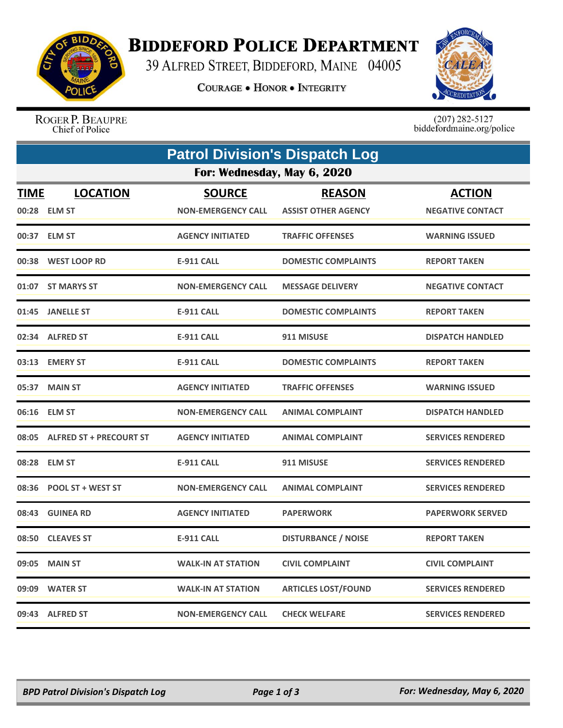# Biddeford Police Department

39 Alfred Street, Biddeford, Maine 04005

Courage • Honor • Integrity

Roger P. Beaupre
Chief of Police

(207) 282-5127
biddefordmaine.org/police

## Patrol Division's Dispatch Log

### For: Wednesday, May 6, 2020

| TIME | LOCATION | SOURCE | REASON | ACTION |
|---|---|---|---|---|
| 00:28 | ELM ST | NON-EMERGENCY CALL | ASSIST OTHER AGENCY | NEGATIVE CONTACT |
| 00:37 | ELM ST | AGENCY INITIATED | TRAFFIC OFFENSES | WARNING ISSUED |
| 00:38 | WEST LOOP RD | E-911 CALL | DOMESTIC COMPLAINTS | REPORT TAKEN |
| 01:07 | ST MARYS ST | NON-EMERGENCY CALL | MESSAGE DELIVERY | NEGATIVE CONTACT |
| 01:45 | JANELLE ST | E-911 CALL | DOMESTIC COMPLAINTS | REPORT TAKEN |
| 02:34 | ALFRED ST | E-911 CALL | 911 MISUSE | DISPATCH HANDLED |
| 03:13 | EMERY ST | E-911 CALL | DOMESTIC COMPLAINTS | REPORT TAKEN |
| 05:37 | MAIN ST | AGENCY INITIATED | TRAFFIC OFFENSES | WARNING ISSUED |
| 06:16 | ELM ST | NON-EMERGENCY CALL | ANIMAL COMPLAINT | DISPATCH HANDLED |
| 08:05 | ALFRED ST + PRECOURT ST | AGENCY INITIATED | ANIMAL COMPLAINT | SERVICES RENDERED |
| 08:28 | ELM ST | E-911 CALL | 911 MISUSE | SERVICES RENDERED |
| 08:36 | POOL ST + WEST ST | NON-EMERGENCY CALL | ANIMAL COMPLAINT | SERVICES RENDERED |
| 08:43 | GUINEA RD | AGENCY INITIATED | PAPERWORK | PAPERWORK SERVED |
| 08:50 | CLEAVES ST | E-911 CALL | DISTURBANCE / NOISE | REPORT TAKEN |
| 09:05 | MAIN ST | WALK-IN AT STATION | CIVIL COMPLAINT | CIVIL COMPLAINT |
| 09:09 | WATER ST | WALK-IN AT STATION | ARTICLES LOST/FOUND | SERVICES RENDERED |
| 09:43 | ALFRED ST | NON-EMERGENCY CALL | CHECK WELFARE | SERVICES RENDERED |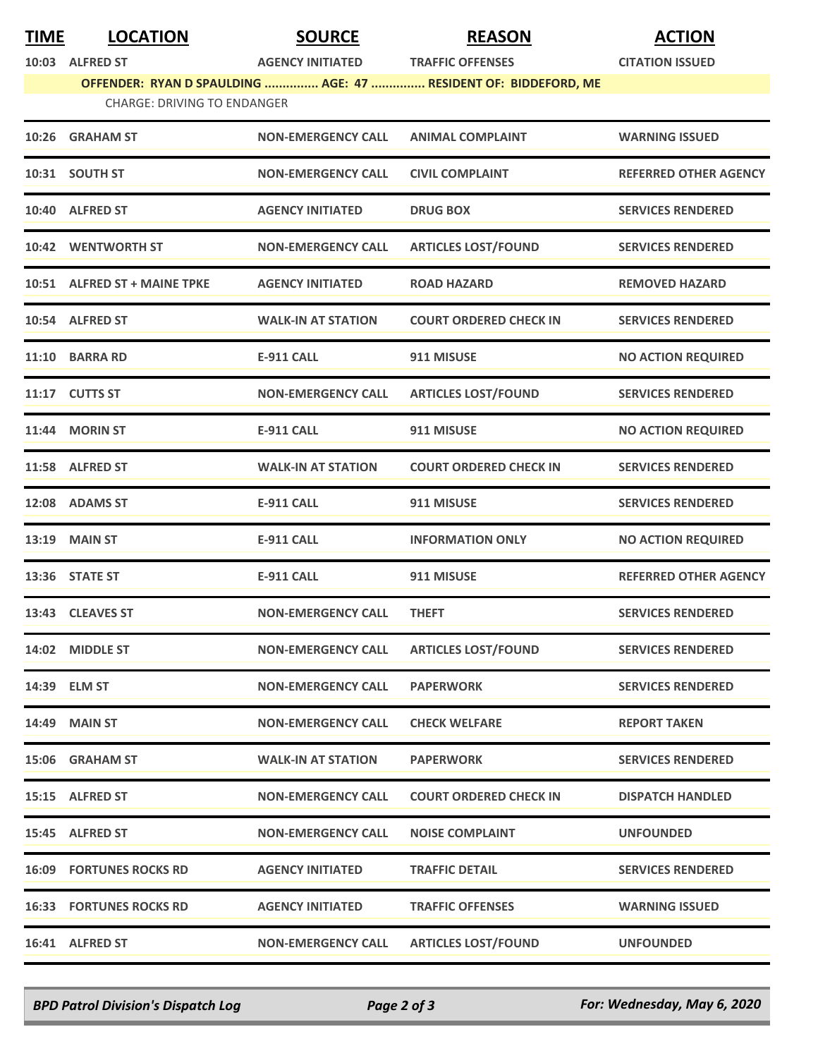| TIME | LOCATION | SOURCE | REASON | ACTION |
|---|---|---|---|---|
| 10:03 | ALFRED ST | AGENCY INITIATED | TRAFFIC OFFENSES | CITATION ISSUED |
| | OFFENDER: RYAN D SPAULDING ............... AGE: 47 ............... RESIDENT OF: BIDDEFORD, ME | | | |
| | CHARGE: DRIVING TO ENDANGER | | | |
| 10:26 | GRAHAM ST | NON-EMERGENCY CALL | ANIMAL COMPLAINT | WARNING ISSUED |
| 10:31 | SOUTH ST | NON-EMERGENCY CALL | CIVIL COMPLAINT | REFERRED OTHER AGENCY |
| 10:40 | ALFRED ST | AGENCY INITIATED | DRUG BOX | SERVICES RENDERED |
| 10:42 | WENTWORTH ST | NON-EMERGENCY CALL | ARTICLES LOST/FOUND | SERVICES RENDERED |
| 10:51 | ALFRED ST + MAINE TPKE | AGENCY INITIATED | ROAD HAZARD | REMOVED HAZARD |
| 10:54 | ALFRED ST | WALK-IN AT STATION | COURT ORDERED CHECK IN | SERVICES RENDERED |
| 11:10 | BARRA RD | E-911 CALL | 911 MISUSE | NO ACTION REQUIRED |
| 11:17 | CUTTS ST | NON-EMERGENCY CALL | ARTICLES LOST/FOUND | SERVICES RENDERED |
| 11:44 | MORIN ST | E-911 CALL | 911 MISUSE | NO ACTION REQUIRED |
| 11:58 | ALFRED ST | WALK-IN AT STATION | COURT ORDERED CHECK IN | SERVICES RENDERED |
| 12:08 | ADAMS ST | E-911 CALL | 911 MISUSE | SERVICES RENDERED |
| 13:19 | MAIN ST | E-911 CALL | INFORMATION ONLY | NO ACTION REQUIRED |
| 13:36 | STATE ST | E-911 CALL | 911 MISUSE | REFERRED OTHER AGENCY |
| 13:43 | CLEAVES ST | NON-EMERGENCY CALL | THEFT | SERVICES RENDERED |
| 14:02 | MIDDLE ST | NON-EMERGENCY CALL | ARTICLES LOST/FOUND | SERVICES RENDERED |
| 14:39 | ELM ST | NON-EMERGENCY CALL | PAPERWORK | SERVICES RENDERED |
| 14:49 | MAIN ST | NON-EMERGENCY CALL | CHECK WELFARE | REPORT TAKEN |
| 15:06 | GRAHAM ST | WALK-IN AT STATION | PAPERWORK | SERVICES RENDERED |
| 15:15 | ALFRED ST | NON-EMERGENCY CALL | COURT ORDERED CHECK IN | DISPATCH HANDLED |
| 15:45 | ALFRED ST | NON-EMERGENCY CALL | NOISE COMPLAINT | UNFOUNDED |
| 16:09 | FORTUNES ROCKS RD | AGENCY INITIATED | TRAFFIC DETAIL | SERVICES RENDERED |
| 16:33 | FORTUNES ROCKS RD | AGENCY INITIATED | TRAFFIC OFFENSES | WARNING ISSUED |
| 16:41 | ALFRED ST | NON-EMERGENCY CALL | ARTICLES LOST/FOUND | UNFOUNDED |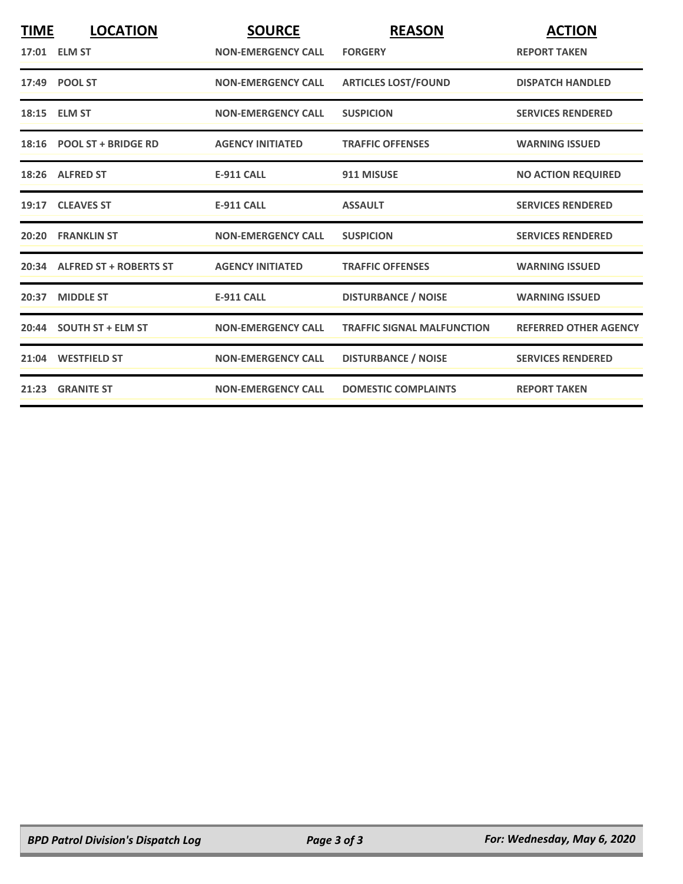| TIME | LOCATION | SOURCE | REASON | ACTION |
| --- | --- | --- | --- | --- |
| 17:01 | ELM ST | NON-EMERGENCY CALL | FORGERY | REPORT TAKEN |
| 17:49 | POOL ST | NON-EMERGENCY CALL | ARTICLES LOST/FOUND | DISPATCH HANDLED |
| 18:15 | ELM ST | NON-EMERGENCY CALL | SUSPICION | SERVICES RENDERED |
| 18:16 | POOL ST + BRIDGE RD | AGENCY INITIATED | TRAFFIC OFFENSES | WARNING ISSUED |
| 18:26 | ALFRED ST | E-911 CALL | 911 MISUSE | NO ACTION REQUIRED |
| 19:17 | CLEAVES ST | E-911 CALL | ASSAULT | SERVICES RENDERED |
| 20:20 | FRANKLIN ST | NON-EMERGENCY CALL | SUSPICION | SERVICES RENDERED |
| 20:34 | ALFRED ST + ROBERTS ST | AGENCY INITIATED | TRAFFIC OFFENSES | WARNING ISSUED |
| 20:37 | MIDDLE ST | E-911 CALL | DISTURBANCE / NOISE | WARNING ISSUED |
| 20:44 | SOUTH ST + ELM ST | NON-EMERGENCY CALL | TRAFFIC SIGNAL MALFUNCTION | REFERRED OTHER AGENCY |
| 21:04 | WESTFIELD ST | NON-EMERGENCY CALL | DISTURBANCE / NOISE | SERVICES RENDERED |
| 21:23 | GRANITE ST | NON-EMERGENCY CALL | DOMESTIC COMPLAINTS | REPORT TAKEN |